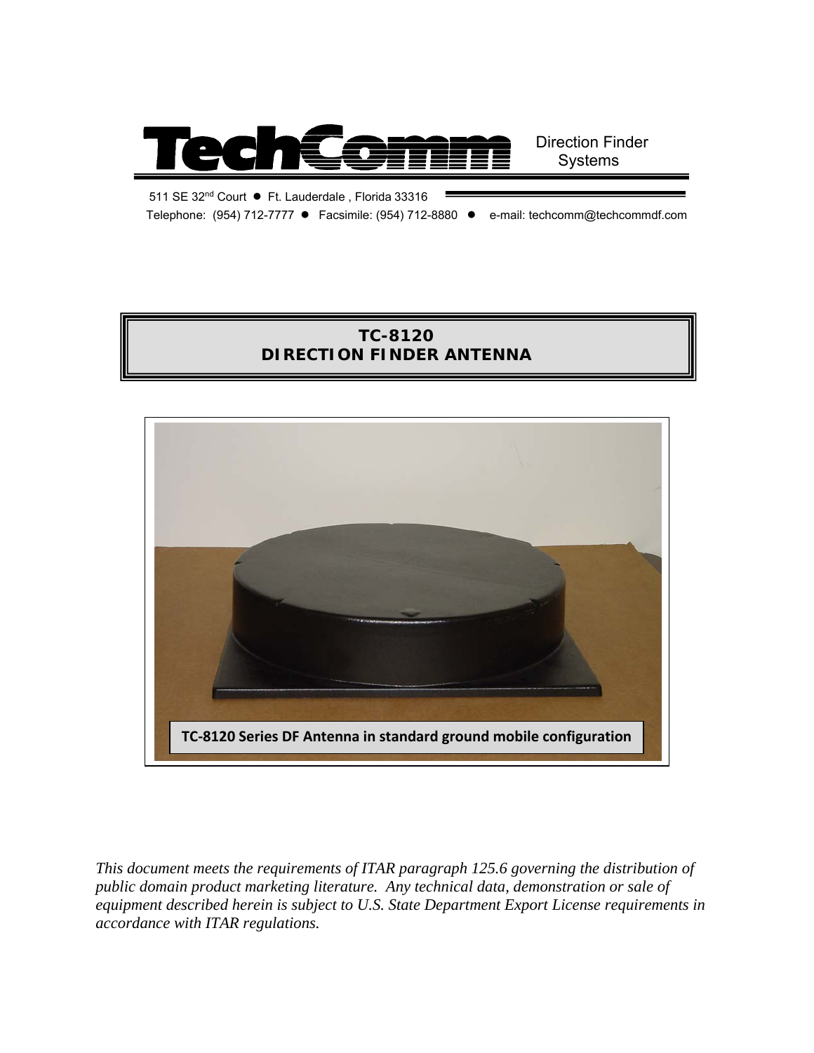# TechComm

Direction Finder Systems

511 SE 32nd Court ● Ft. Lauderdale , Florida 33316

Telephone: (954) 712-7777 ● Facsimile: (954) 712-8880 ● e-mail: techcomm@techcommdf.com

## TC-8120
## DIRECTION FINDER ANTENNA

**TC-8120 Series DF Antenna in standard ground mobile configuration**

*This document meets the requirements of ITAR paragraph 125.6 governing the distribution of public domain product marketing literature. Any technical data, demonstration or sale of equipment described herein is subject to U.S. State Department Export License requirements in accordance with ITAR regulations.*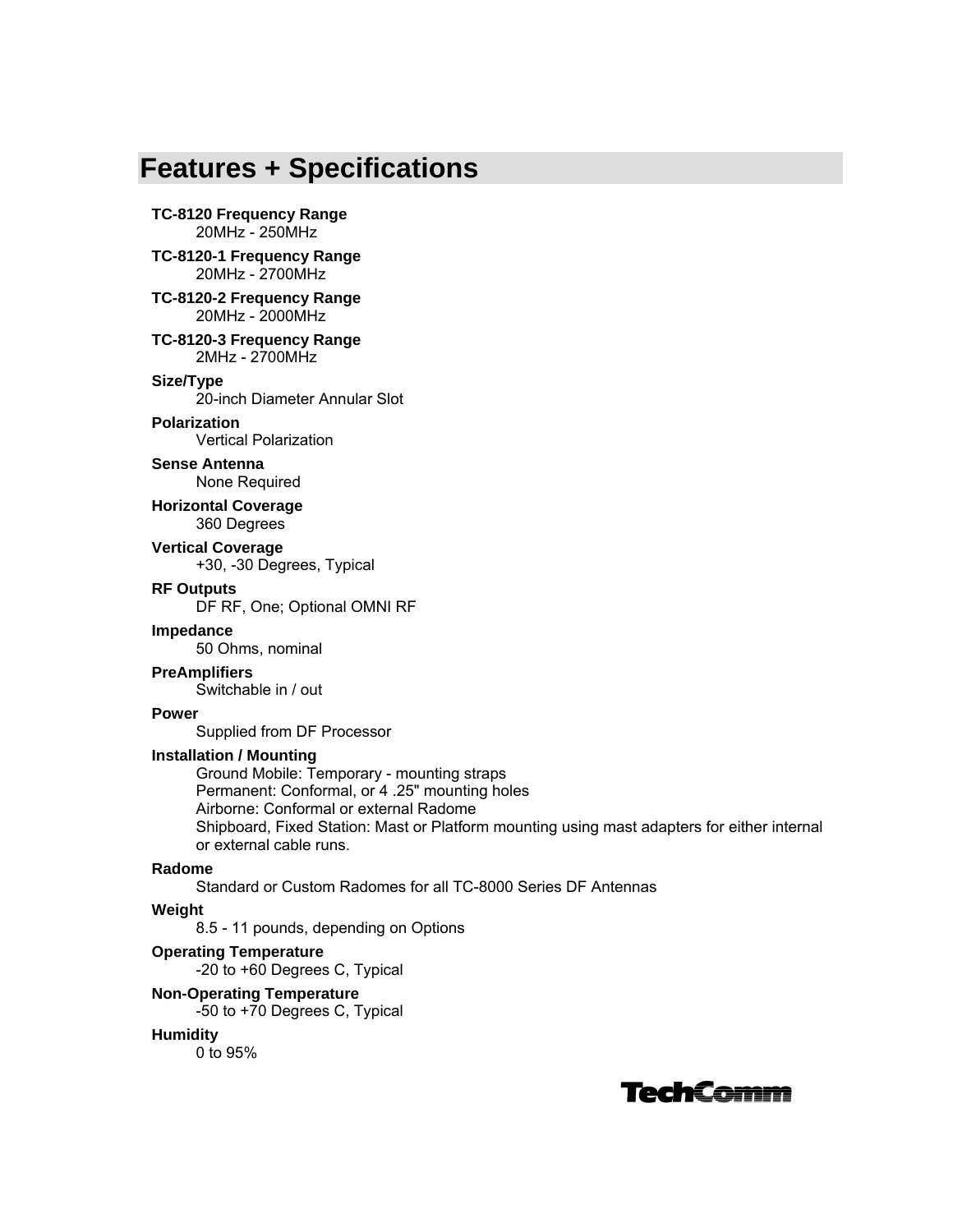# Features + Specifications

**TC-8120 Frequency Range**
20MHz - 250MHz

**TC-8120-1 Frequency Range**
20MHz - 2700MHz

**TC-8120-2 Frequency Range**
20MHz - 2000MHz

**TC-8120-3 Frequency Range**
2MHz - 2700MHz

**Size/Type**
20-inch Diameter Annular Slot

**Polarization**
Vertical Polarization

**Sense Antenna**
None Required

**Horizontal Coverage**
360 Degrees

**Vertical Coverage**
+30, -30 Degrees, Typical

**RF Outputs**
DF RF, One; Optional OMNI RF

**Impedance**
50 Ohms, nominal

**PreAmplifiers**
Switchable in / out

**Power**
Supplied from DF Processor

**Installation / Mounting**
Ground Mobile: Temporary - mounting straps
Permanent: Conformal, or 4 .25" mounting holes
Airborne: Conformal or external Radome
Shipboard, Fixed Station: Mast or Platform mounting using mast adapters for either internal or external cable runs.

**Radome**
Standard or Custom Radomes for all TC-8000 Series DF Antennas

**Weight**
8.5 - 11 pounds, depending on Options

**Operating Temperature**
-20 to +60 Degrees C, Typical

**Non-Operating Temperature**
-50 to +70 Degrees C, Typical

**Humidity**
0 to 95%

TechComm